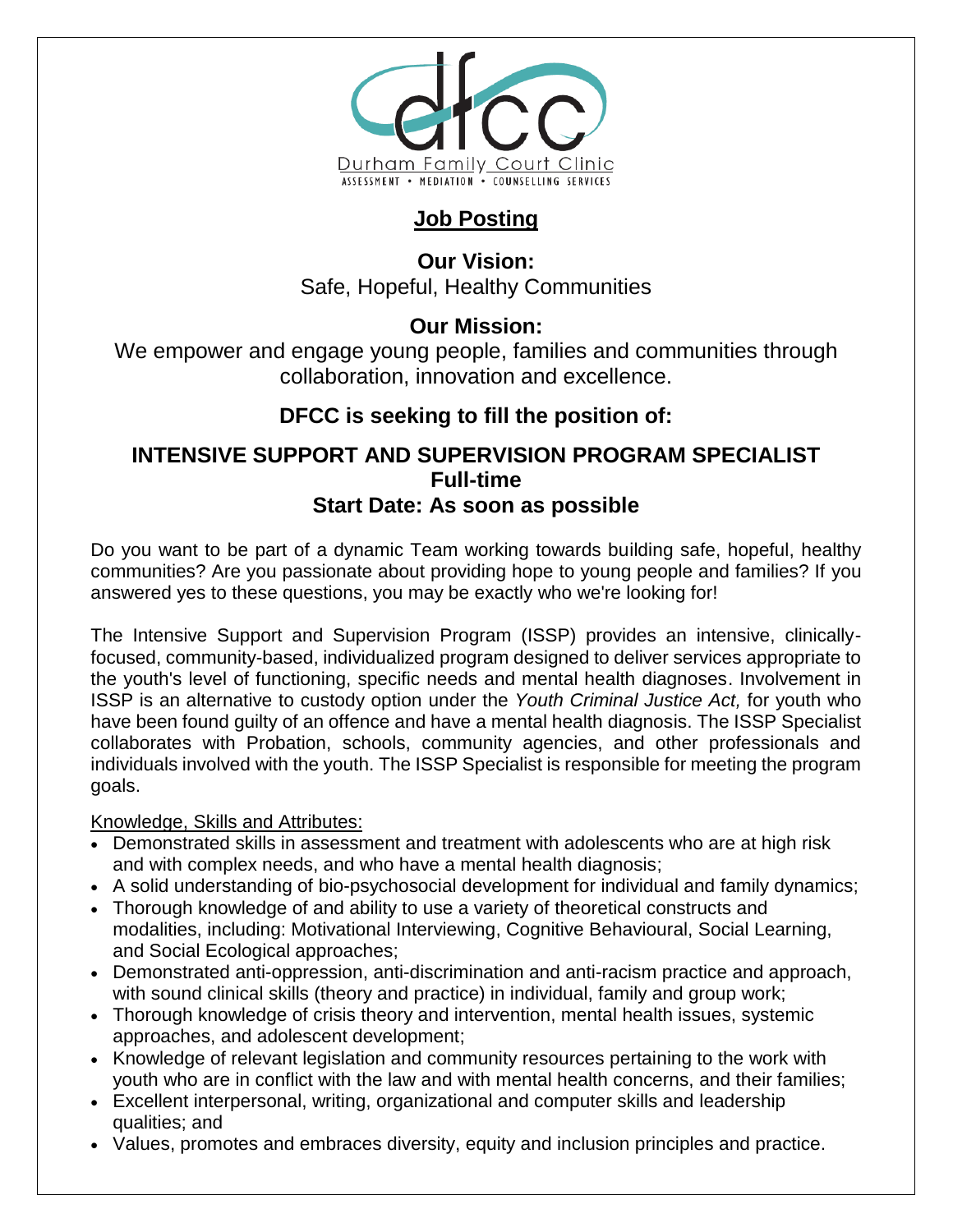Durham Family Court Clinic
ASSESSMENT • MEDIATION • COUNSELLING SERVICES

# Job Posting

## Our Vision:

Safe, Hopeful, Healthy Communities

## Our Mission:

We empower and engage young people, families and communities through collaboration, innovation and excellence.

## DFCC is seeking to fill the position of:

## INTENSIVE SUPPORT AND SUPERVISION PROGRAM SPECIALIST
## Full-time
## Start Date: As soon as possible

Do you want to be part of a dynamic Team working towards building safe, hopeful, healthy communities? Are you passionate about providing hope to young people and families? If you answered yes to these questions, you may be exactly who we're looking for!

The Intensive Support and Supervision Program (ISSP) provides an intensive, clinically-focused, community-based, individualized program designed to deliver services appropriate to the youth's level of functioning, specific needs and mental health diagnoses. Involvement in ISSP is an alternative to custody option under the *Youth Criminal Justice Act,* for youth who have been found guilty of an offence and have a mental health diagnosis. The ISSP Specialist collaborates with Probation, schools, community agencies, and other professionals and individuals involved with the youth. The ISSP Specialist is responsible for meeting the program goals.

Knowledge, Skills and Attributes:

- Demonstrated skills in assessment and treatment with adolescents who are at high risk and with complex needs, and who have a mental health diagnosis;
- A solid understanding of bio-psychosocial development for individual and family dynamics;
- Thorough knowledge of and ability to use a variety of theoretical constructs and modalities, including: Motivational Interviewing, Cognitive Behavioural, Social Learning, and Social Ecological approaches;
- Demonstrated anti-oppression, anti-discrimination and anti-racism practice and approach, with sound clinical skills (theory and practice) in individual, family and group work;
- Thorough knowledge of crisis theory and intervention, mental health issues, systemic approaches, and adolescent development;
- Knowledge of relevant legislation and community resources pertaining to the work with youth who are in conflict with the law and with mental health concerns, and their families;
- Excellent interpersonal, writing, organizational and computer skills and leadership qualities; and
- Values, promotes and embraces diversity, equity and inclusion principles and practice.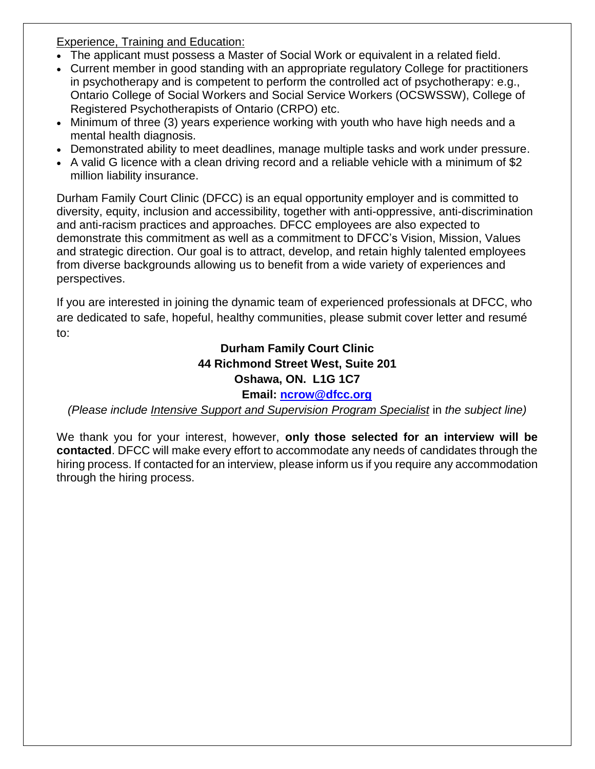Experience, Training and Education:

- The applicant must possess a Master of Social Work or equivalent in a related field.
- Current member in good standing with an appropriate regulatory College for practitioners in psychotherapy and is competent to perform the controlled act of psychotherapy: e.g., Ontario College of Social Workers and Social Service Workers (OCSWSSW), College of Registered Psychotherapists of Ontario (CRPO) etc.
- Minimum of three (3) years experience working with youth who have high needs and a mental health diagnosis.
- Demonstrated ability to meet deadlines, manage multiple tasks and work under pressure.
- A valid G licence with a clean driving record and a reliable vehicle with a minimum of $2 million liability insurance.

Durham Family Court Clinic (DFCC) is an equal opportunity employer and is committed to diversity, equity, inclusion and accessibility, together with anti-oppressive, anti-discrimination and anti-racism practices and approaches. DFCC employees are also expected to demonstrate this commitment as well as a commitment to DFCC's Vision, Mission, Values and strategic direction. Our goal is to attract, develop, and retain highly talented employees from diverse backgrounds allowing us to benefit from a wide variety of experiences and perspectives.

If you are interested in joining the dynamic team of experienced professionals at DFCC, who are dedicated to safe, hopeful, healthy communities, please submit cover letter and resumé to:

**Durham Family Court Clinic**
**44 Richmond Street West, Suite 201**
**Oshawa, ON. L1G 1C7**
**Email: ncrow@dfcc.org**

*(Please include Intensive Support and Supervision Program Specialist in the subject line)*

We thank you for your interest, however, **only those selected for an interview will be contacted**. DFCC will make every effort to accommodate any needs of candidates through the hiring process. If contacted for an interview, please inform us if you require any accommodation through the hiring process.